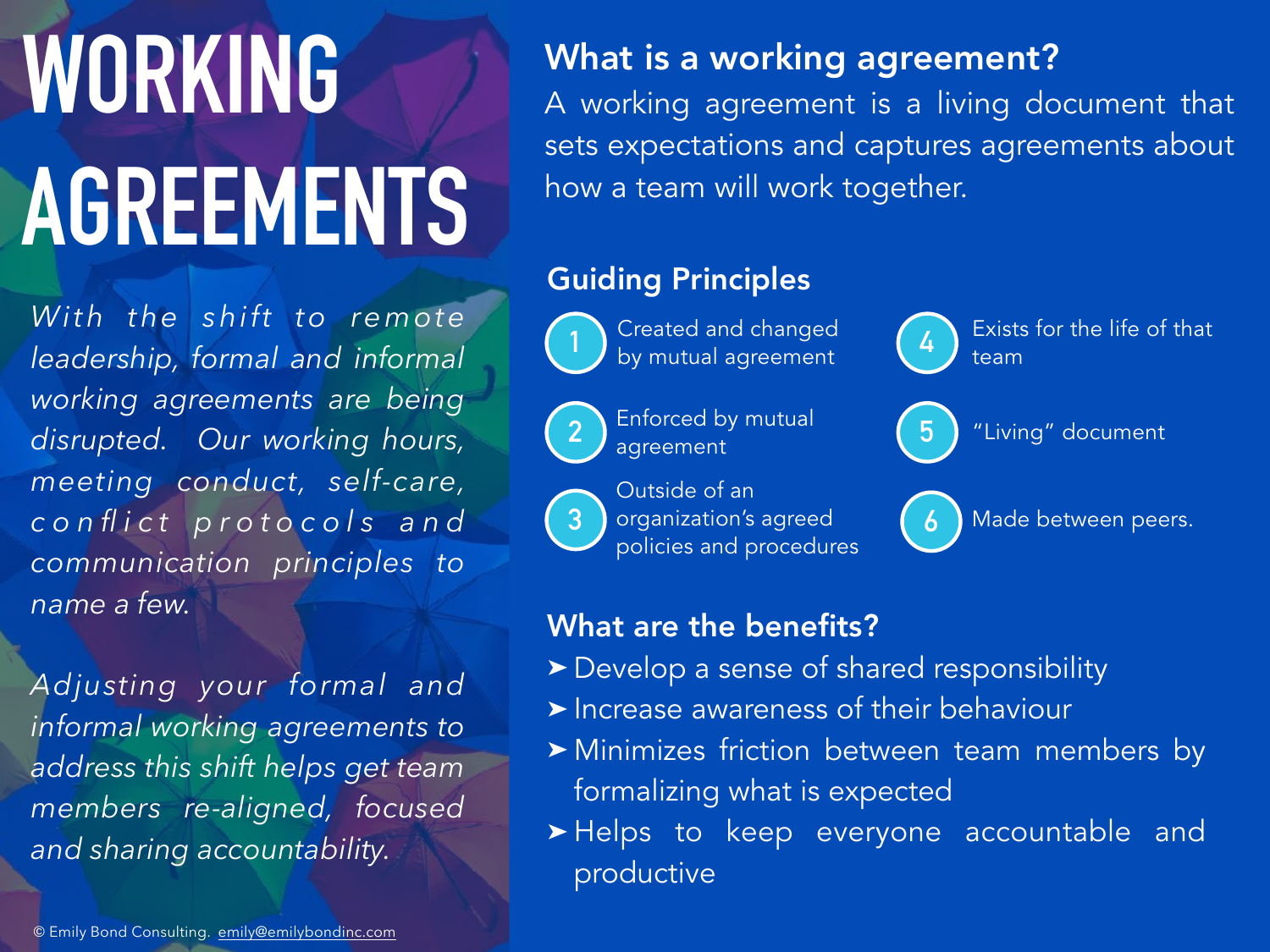# WORKING AGREEMENTS

*With the shift to remote leadership, formal and informal working agreements are being disrupted. Our working hours, meeting conduct, self-care, conflict protocols and communication principles to name a few.*

*Adjusting your formal and informal working agreements to address this shift helps get team members re-aligned, focused and sharing accountability.*

## What is a working agreement?

A working agreement is a living document that sets expectations and captures agreements about how a team will work together.

## Guiding Principles

1. Created and changed by mutual agreement
2. Enforced by mutual agreement
3. Outside of an organization's agreed policies and procedures
4. Exists for the life of that team
5. "Living" document
6. Made between peers.

## What are the benefits?

- Develop a sense of shared responsibility
- Increase awareness of their behaviour
- Minimizes friction between team members by formalizing what is expected
- Helps to keep everyone accountable and productive

© Emily Bond Consulting. emily@emilybondinc.com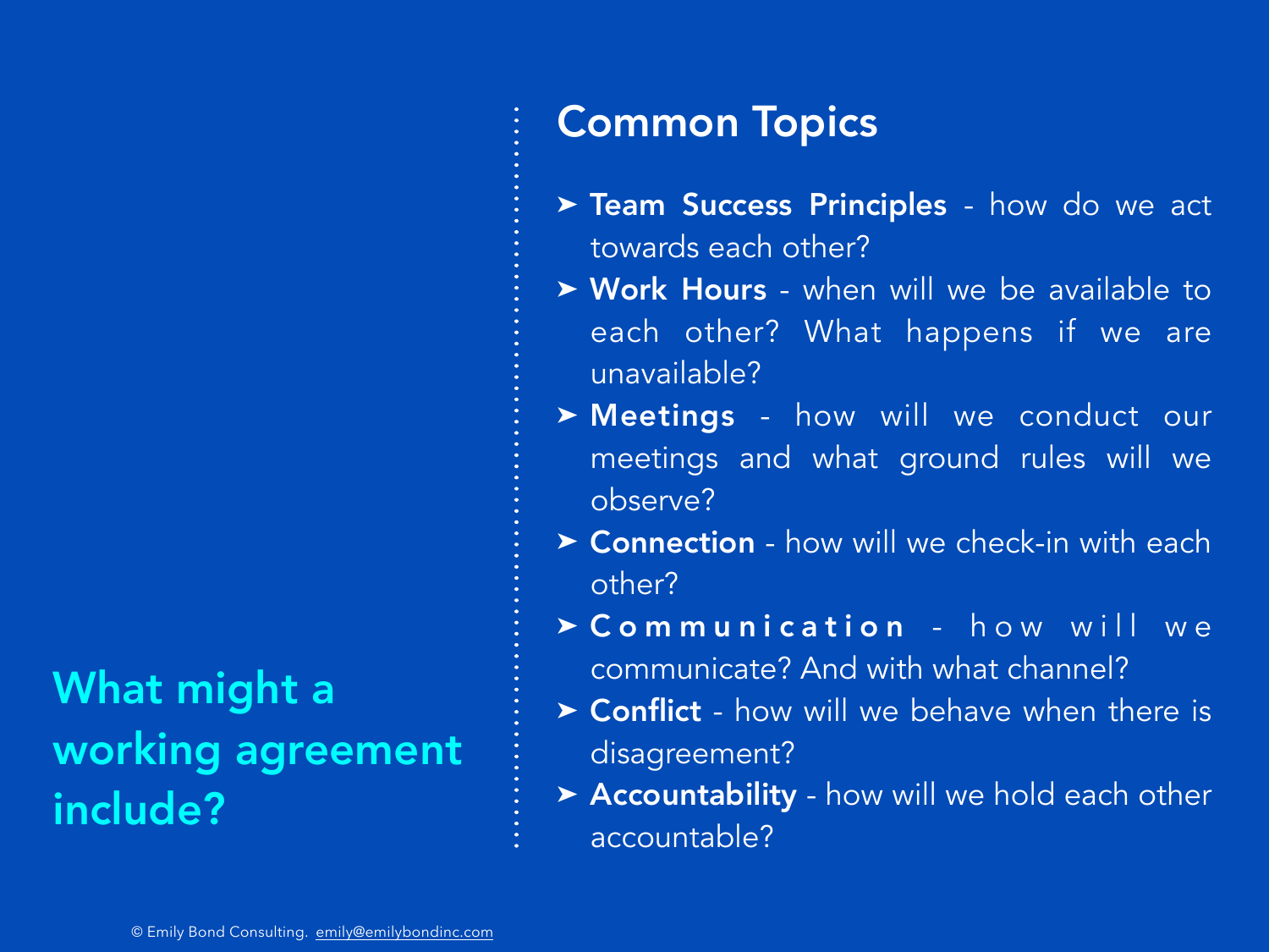## What might a working agreement include?

## Common Topics

- **Team Success Principles** - how do we act towards each other?
- **Work Hours** - when will we be available to each other? What happens if we are unavailable?
- **Meetings** - how will we conduct our meetings and what ground rules will we observe?
- **Connection** - how will we check-in with each other?
- **Communication** - how will we communicate? And with what channel?
- **Conflict** - how will we behave when there is disagreement?
- **Accountability** - how will we hold each other accountable?

© Emily Bond Consulting. emily@emilybondinc.com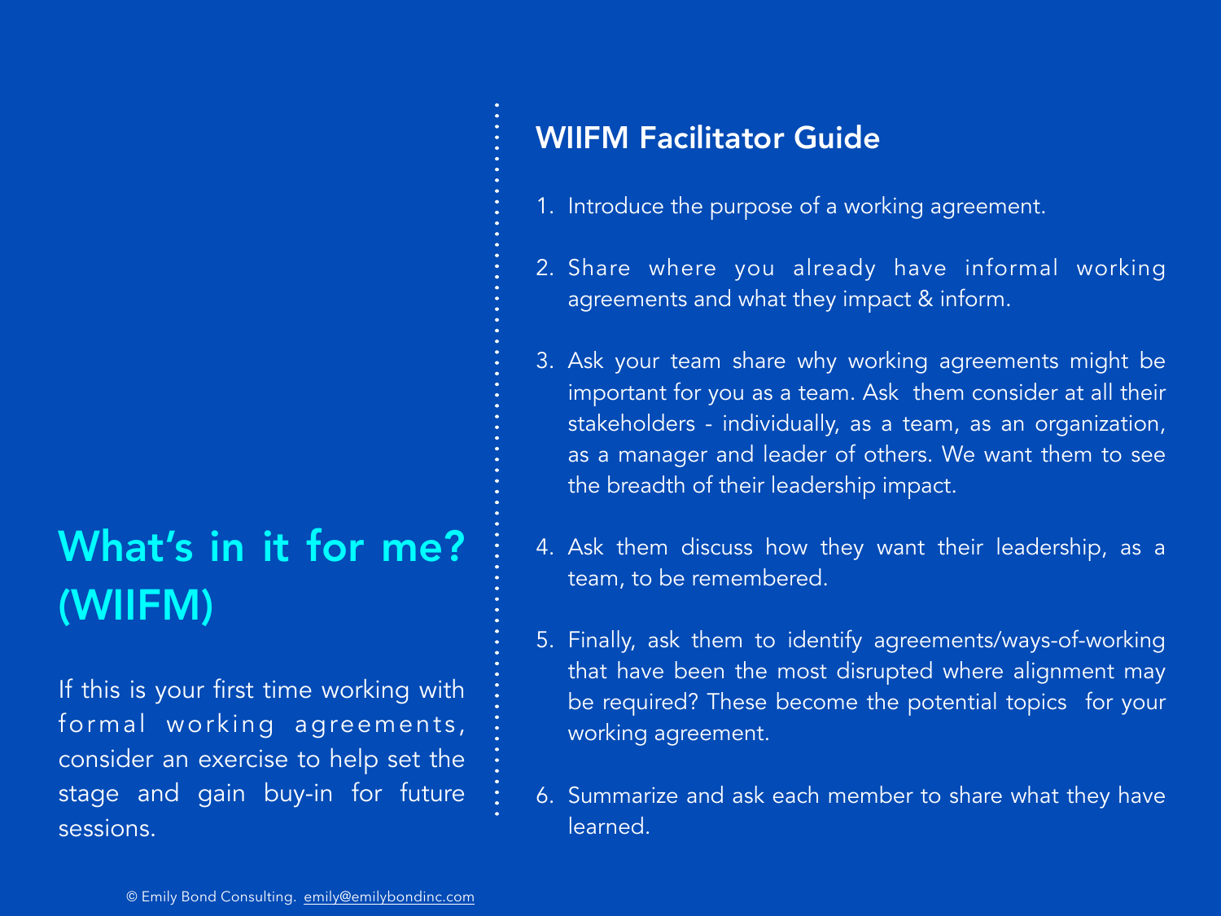# What's in it for me? (WIIFM)

If this is your first time working with formal working agreements, consider an exercise to help set the stage and gain buy-in for future sessions.

## WIIFM Facilitator Guide

1. Introduce the purpose of a working agreement.
2. Share where you already have informal working agreements and what they impact & inform.
3. Ask your team share why working agreements might be important for you as a team. Ask them consider at all their stakeholders - individually, as a team, as an organization, as a manager and leader of others. We want them to see the breadth of their leadership impact.
4. Ask them discuss how they want their leadership, as a team, to be remembered.
5. Finally, ask them to identify agreements/ways-of-working that have been the most disrupted where alignment may be required? These become the potential topics for your working agreement.
6. Summarize and ask each member to share what they have learned.

© Emily Bond Consulting. emily@emilybondinc.com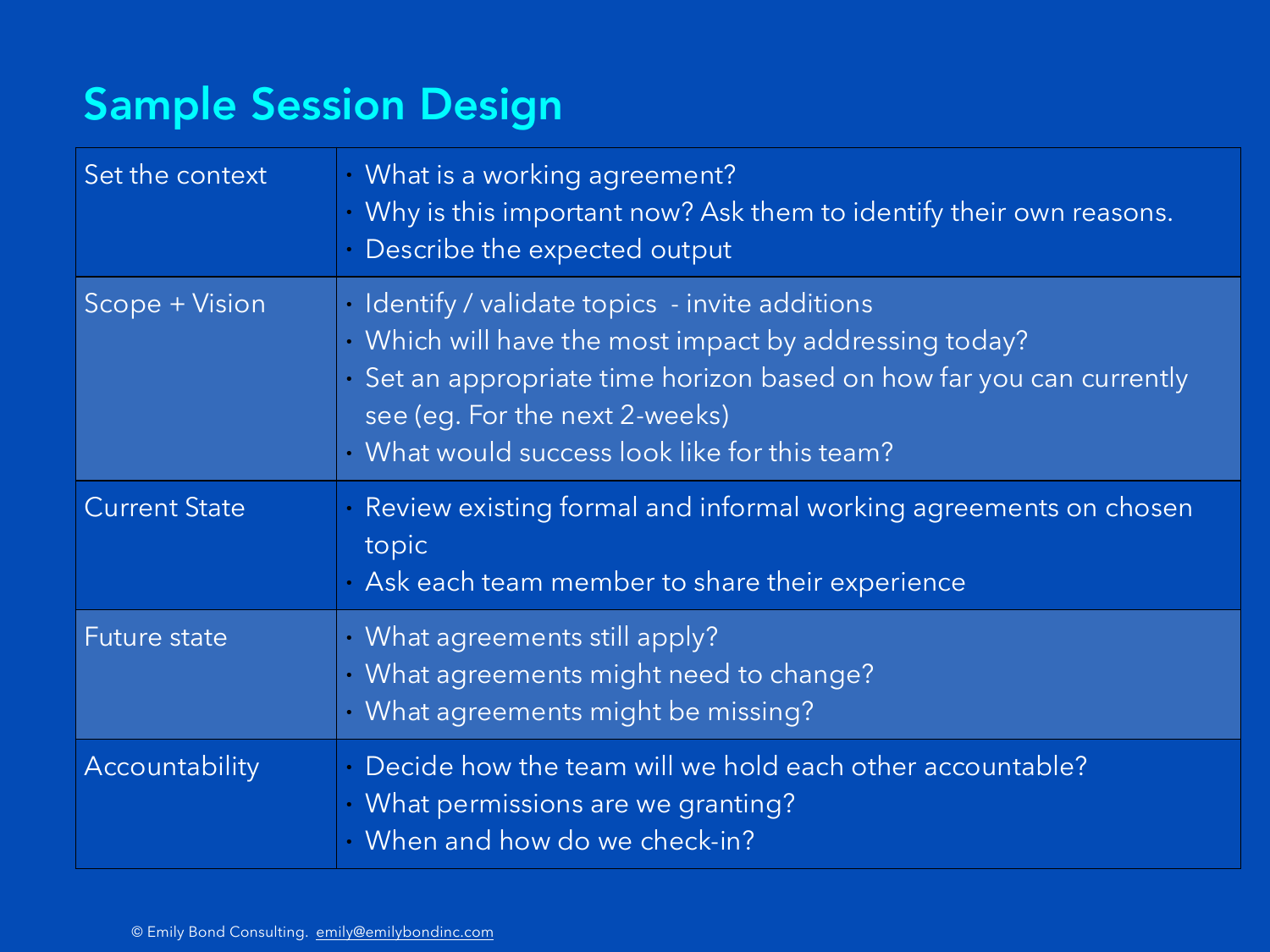# Sample Session Design

| | |
|---|---|
| Set the context | • What is a working agreement?<br>• Why is this important now? Ask them to identify their own reasons.<br>• Describe the expected output |
| Scope + Vision | • Identify / validate topics - invite additions<br>• Which will have the most impact by addressing today?<br>• Set an appropriate time horizon based on how far you can currently see (eg. For the next 2-weeks)<br>• What would success look like for this team? |
| Current State | • Review existing formal and informal working agreements on chosen topic<br>• Ask each team member to share their experience |
| Future state | • What agreements still apply?<br>• What agreements might need to change?<br>• What agreements might be missing? |
| Accountability | • Decide how the team will we hold each other accountable?<br>• What permissions are we granting?<br>• When and how do we check-in? |

© Emily Bond Consulting. emily@emilybondinc.com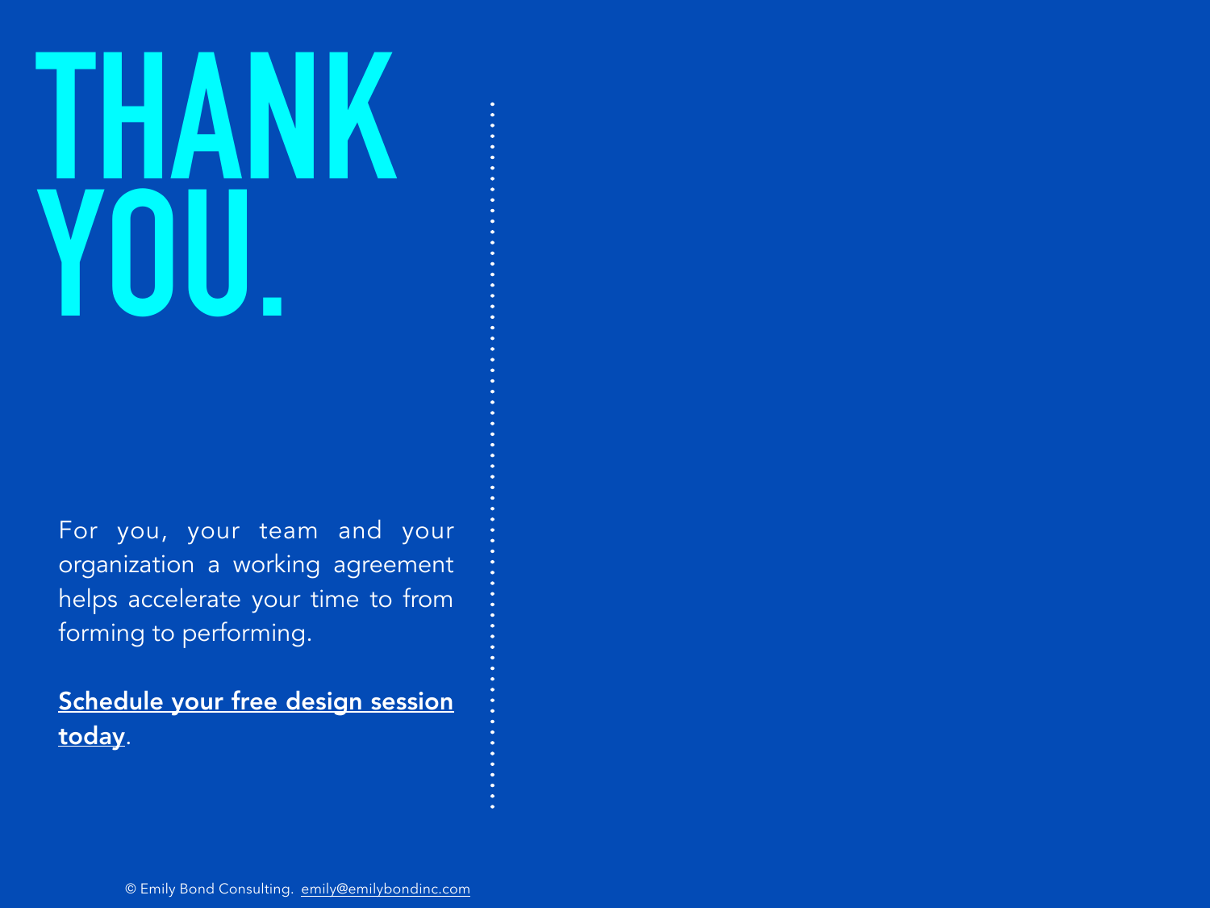# THANK YOU.

For you, your team and your organization a working agreement helps accelerate your time to from forming to performing.

**Schedule your free design session today**.

© Emily Bond Consulting. emily@emilybondinc.com